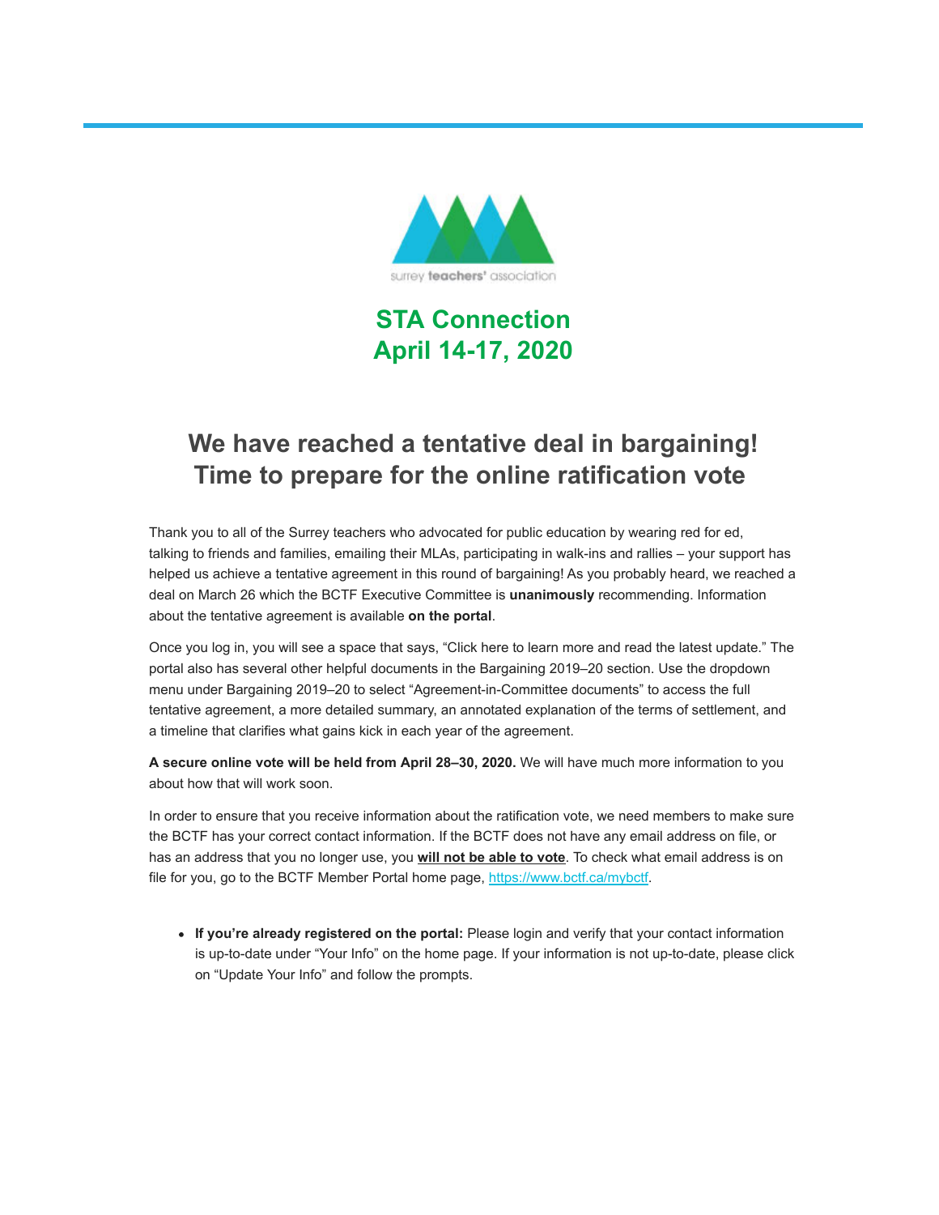surrey **teachers'** association

# STA Connection
# April 14-17, 2020

## We have reached a tentative deal in bargaining! Time to prepare for the online ratification vote

Thank you to all of the Surrey teachers who advocated for public education by wearing red for ed, talking to friends and families, emailing their MLAs, participating in walk-ins and rallies – your support has helped us achieve a tentative agreement in this round of bargaining! As you probably heard, we reached a deal on March 26 which the BCTF Executive Committee is **unanimously** recommending. Information about the tentative agreement is available **on the portal**.

Once you log in, you will see a space that says, "Click here to learn more and read the latest update." The portal also has several other helpful documents in the Bargaining 2019–20 section. Use the dropdown menu under Bargaining 2019–20 to select "Agreement-in-Committee documents" to access the full tentative agreement, a more detailed summary, an annotated explanation of the terms of settlement, and a timeline that clarifies what gains kick in each year of the agreement.

**A secure online vote will be held from April 28–30, 2020.** We will have much more information to you about how that will work soon.

In order to ensure that you receive information about the ratification vote, we need members to make sure the BCTF has your correct contact information. If the BCTF does not have any email address on file, or has an address that you no longer use, you **will not be able to vote**. To check what email address is on file for you, go to the BCTF Member Portal home page, https://www.bctf.ca/mybctf.

- **If you're already registered on the portal:** Please login and verify that your contact information is up-to-date under "Your Info" on the home page. If your information is not up-to-date, please click on "Update Your Info" and follow the prompts.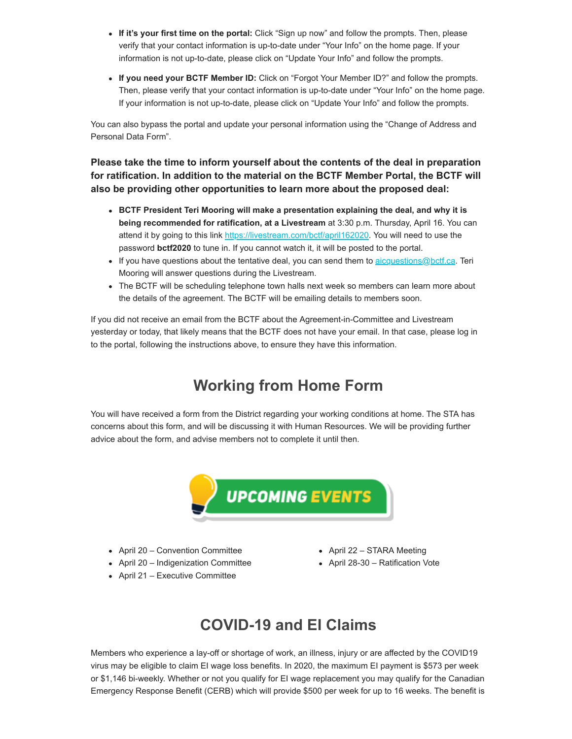- **If it's your first time on the portal:** Click "Sign up now" and follow the prompts. Then, please verify that your contact information is up-to-date under "Your Info" on the home page. If your information is not up-to-date, please click on "Update Your Info" and follow the prompts.
- **If you need your BCTF Member ID:** Click on "Forgot Your Member ID?" and follow the prompts. Then, please verify that your contact information is up-to-date under "Your Info" on the home page. If your information is not up-to-date, please click on "Update Your Info" and follow the prompts.

You can also bypass the portal and update your personal information using the "Change of Address and Personal Data Form".

**Please take the time to inform yourself about the contents of the deal in preparation for ratification. In addition to the material on the BCTF Member Portal, the BCTF will also be providing other opportunities to learn more about the proposed deal:**

- **BCTF President Teri Mooring will make a presentation explaining the deal, and why it is being recommended for ratification, at a Livestream** at 3:30 p.m. Thursday, April 16. You can attend it by going to this link https://livestream.com/bctf/april162020. You will need to use the password **bctf2020** to tune in. If you cannot watch it, it will be posted to the portal.
- If you have questions about the tentative deal, you can send them to aicquestions@bctf.ca. Teri Mooring will answer questions during the Livestream.
- The BCTF will be scheduling telephone town halls next week so members can learn more about the details of the agreement. The BCTF will be emailing details to members soon.

If you did not receive an email from the BCTF about the Agreement-in-Committee and Livestream yesterday or today, that likely means that the BCTF does not have your email. In that case, please log in to the portal, following the instructions above, to ensure they have this information.

## Working from Home Form

You will have received a form from the District regarding your working conditions at home. The STA has concerns about this form, and will be discussing it with Human Resources. We will be providing further advice about the form, and advise members not to complete it until then.

## UPCOMING EVENTS

- April 20 – Convention Committee
- April 20 – Indigenization Committee
- April 21 – Executive Committee
- April 22 – STARA Meeting
- April 28-30 – Ratification Vote

## COVID-19 and EI Claims

Members who experience a lay-off or shortage of work, an illness, injury or are affected by the COVID19 virus may be eligible to claim EI wage loss benefits. In 2020, the maximum EI payment is $573 per week or $1,146 bi-weekly. Whether or not you qualify for EI wage replacement you may qualify for the Canadian Emergency Response Benefit (CERB) which will provide $500 per week for up to 16 weeks. The benefit is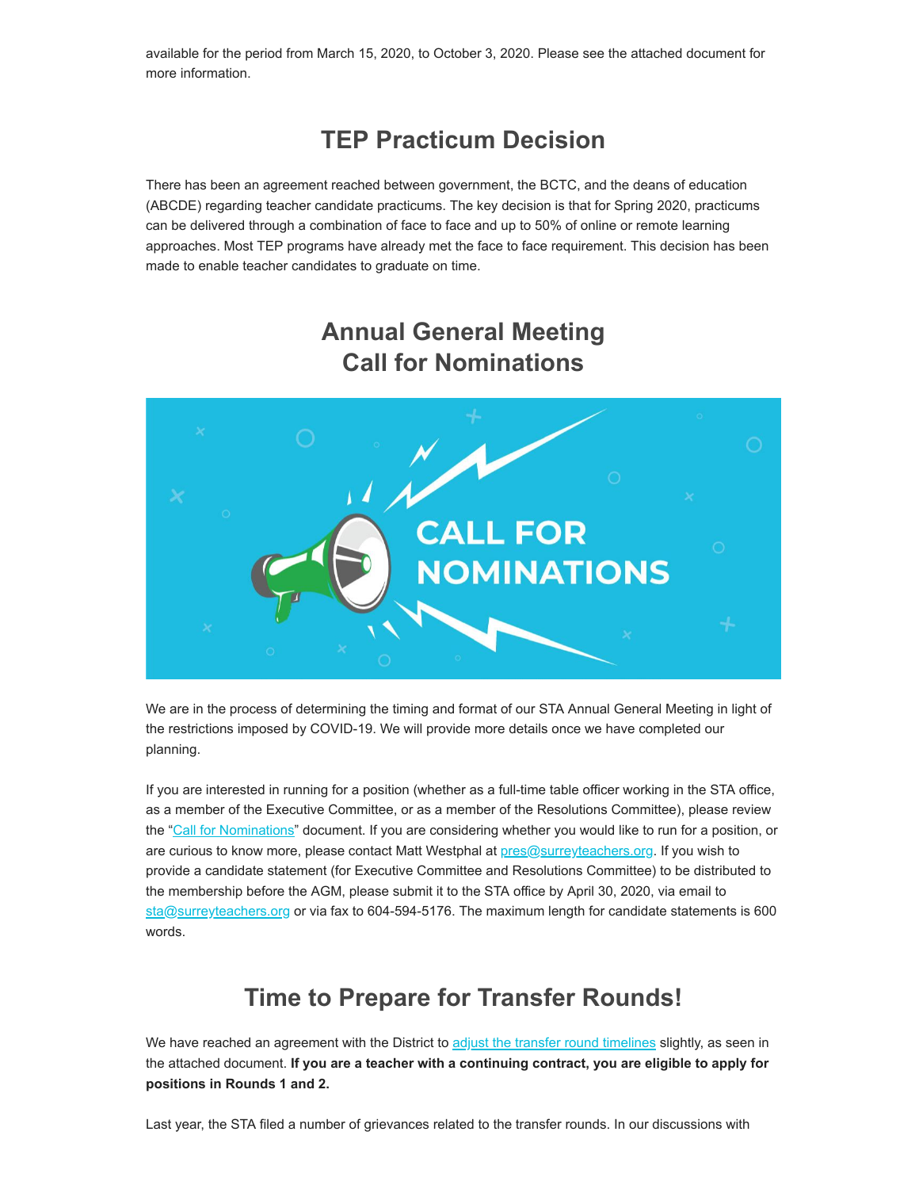available for the period from March 15, 2020, to October 3, 2020. Please see the attached document for more information.

## TEP Practicum Decision

There has been an agreement reached between government, the BCTC, and the deans of education (ABCDE) regarding teacher candidate practicums. The key decision is that for Spring 2020, practicums can be delivered through a combination of face to face and up to 50% of online or remote learning approaches. Most TEP programs have already met the face to face requirement. This decision has been made to enable teacher candidates to graduate on time.

## Annual General Meeting Call for Nominations

We are in the process of determining the timing and format of our STA Annual General Meeting in light of the restrictions imposed by COVID-19. We will provide more details once we have completed our planning.

If you are interested in running for a position (whether as a full-time table officer working in the STA office, as a member of the Executive Committee, or as a member of the Resolutions Committee), please review the "Call for Nominations" document. If you are considering whether you would like to run for a position, or are curious to know more, please contact Matt Westphal at pres@surreyteachers.org. If you wish to provide a candidate statement (for Executive Committee and Resolutions Committee) to be distributed to the membership before the AGM, please submit it to the STA office by April 30, 2020, via email to sta@surreyteachers.org or via fax to 604-594-5176. The maximum length for candidate statements is 600 words.

## Time to Prepare for Transfer Rounds!

We have reached an agreement with the District to adjust the transfer round timelines slightly, as seen in the attached document. **If you are a teacher with a continuing contract, you are eligible to apply for positions in Rounds 1 and 2.**

Last year, the STA filed a number of grievances related to the transfer rounds. In our discussions with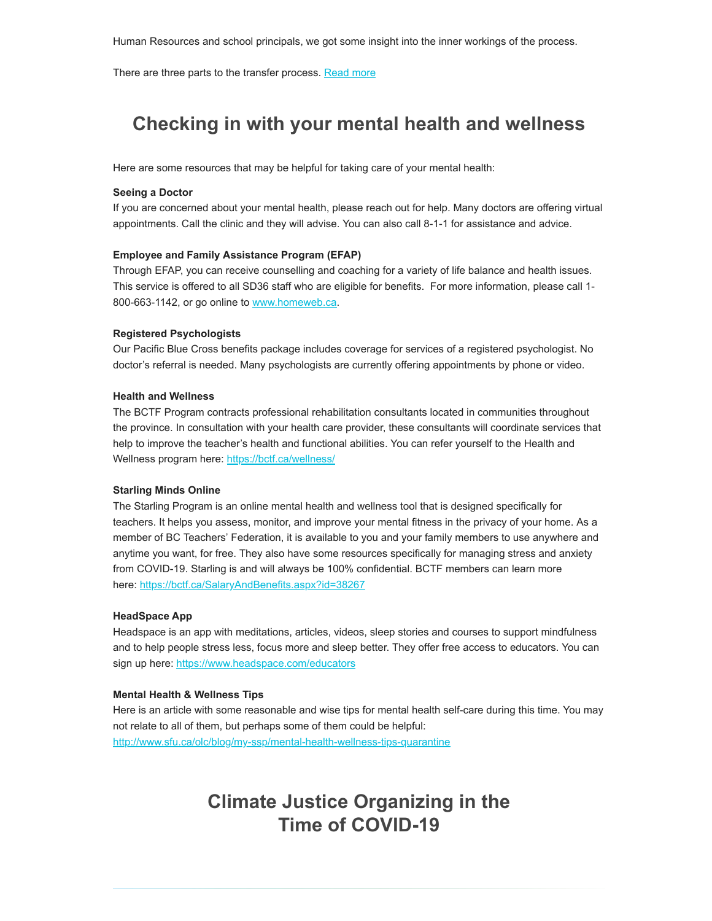Human Resources and school principals, we got some insight into the inner workings of the process.

There are three parts to the transfer process. [Read more]

## Checking in with your mental health and wellness

Here are some resources that may be helpful for taking care of your mental health:

**Seeing a Doctor**
If you are concerned about your mental health, please reach out for help. Many doctors are offering virtual appointments. Call the clinic and they will advise. You can also call 8-1-1 for assistance and advice.

**Employee and Family Assistance Program (EFAP)**
Through EFAP, you can receive counselling and coaching for a variety of life balance and health issues. This service is offered to all SD36 staff who are eligible for benefits. For more information, please call 1-800-663-1142, or go online to www.homeweb.ca.

**Registered Psychologists**
Our Pacific Blue Cross benefits package includes coverage for services of a registered psychologist. No doctor's referral is needed. Many psychologists are currently offering appointments by phone or video.

**Health and Wellness**
The BCTF Program contracts professional rehabilitation consultants located in communities throughout the province. In consultation with your health care provider, these consultants will coordinate services that help to improve the teacher's health and functional abilities. You can refer yourself to the Health and Wellness program here: https://bctf.ca/wellness/

**Starling Minds Online**
The Starling Program is an online mental health and wellness tool that is designed specifically for teachers. It helps you assess, monitor, and improve your mental fitness in the privacy of your home. As a member of BC Teachers' Federation, it is available to you and your family members to use anywhere and anytime you want, for free. They also have some resources specifically for managing stress and anxiety from COVID-19. Starling is and will always be 100% confidential. BCTF members can learn more here: https://bctf.ca/SalaryAndBenefits.aspx?id=38267

**HeadSpace App**
Headspace is an app with meditations, articles, videos, sleep stories and courses to support mindfulness and to help people stress less, focus more and sleep better. They offer free access to educators. You can sign up here: https://www.headspace.com/educators

**Mental Health & Wellness Tips**
Here is an article with some reasonable and wise tips for mental health self-care during this time. You may not relate to all of them, but perhaps some of them could be helpful:
http://www.sfu.ca/olc/blog/my-ssp/mental-health-wellness-tips-quarantine

## Climate Justice Organizing in the Time of COVID-19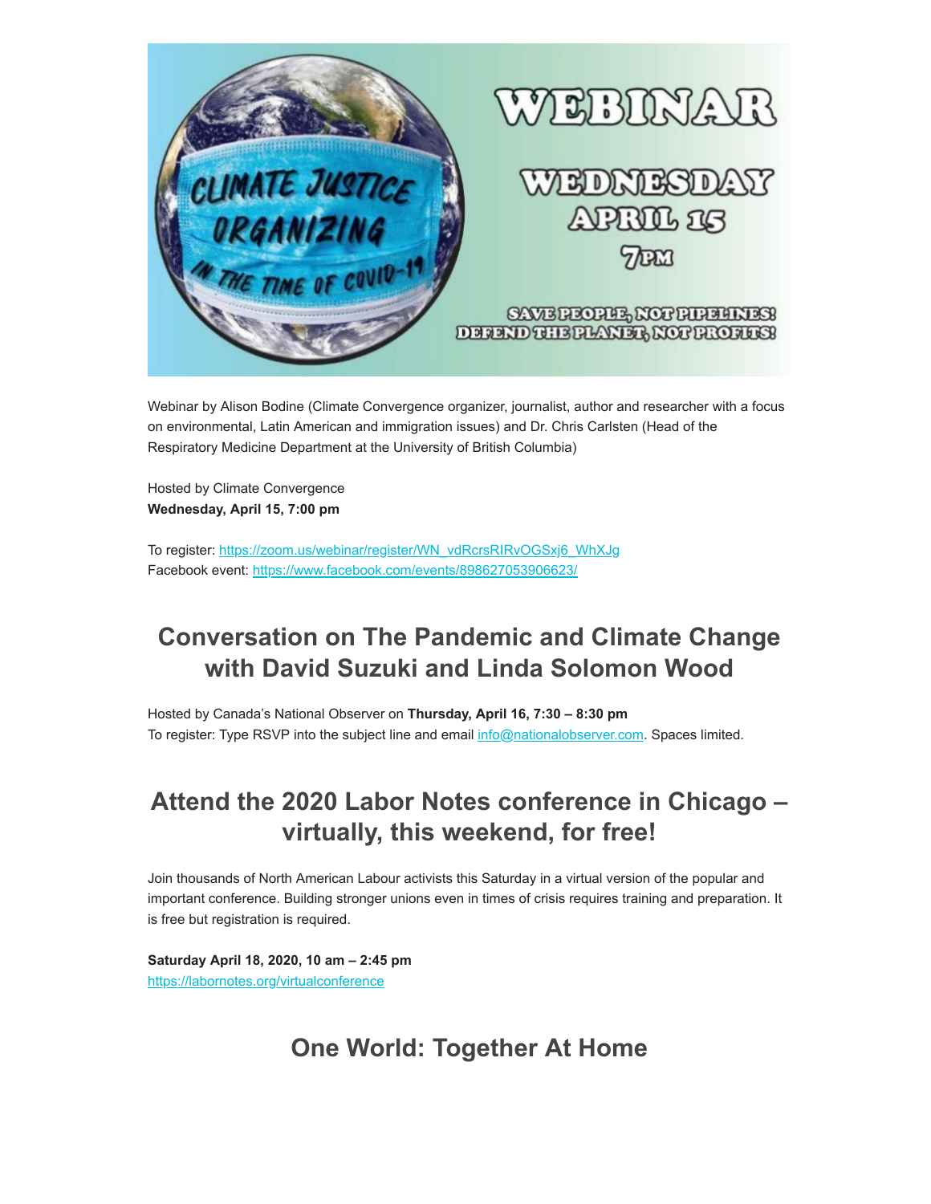Webinar by Alison Bodine (Climate Convergence organizer, journalist, author and researcher with a focus on environmental, Latin American and immigration issues) and Dr. Chris Carlsten (Head of the Respiratory Medicine Department at the University of British Columbia)

Hosted by Climate Convergence
**Wednesday, April 15, 7:00 pm**

To register: https://zoom.us/webinar/register/WN_vdRcrsRIRvOGSxj6_WhXJg
Facebook event: https://www.facebook.com/events/898627053906623/

## Conversation on The Pandemic and Climate Change with David Suzuki and Linda Solomon Wood

Hosted by Canada's National Observer on **Thursday, April 16, 7:30 – 8:30 pm**
To register: Type RSVP into the subject line and email info@nationalobserver.com. Spaces limited.

## Attend the 2020 Labor Notes conference in Chicago – virtually, this weekend, for free!

Join thousands of North American Labour activists this Saturday in a virtual version of the popular and important conference. Building stronger unions even in times of crisis requires training and preparation. It is free but registration is required.

**Saturday April 18, 2020, 10 am – 2:45 pm**
https://labornotes.org/virtualconference

## One World: Together At Home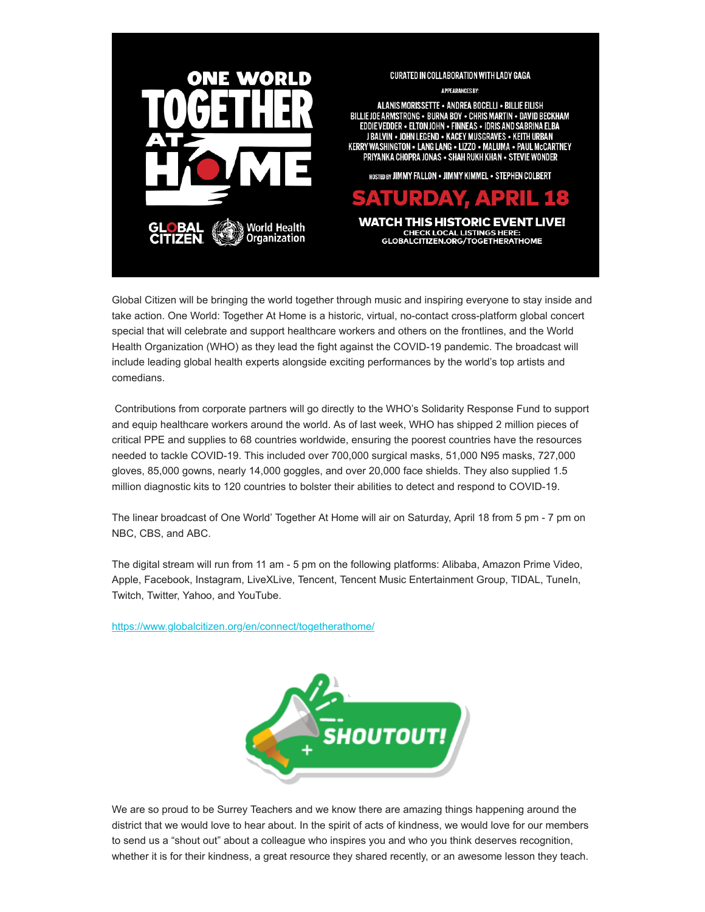ONE WORLD TOGETHER AT HOME

GLOBAL CITIZEN · World Health Organization

CURATED IN COLLABORATION WITH LADY GAGA

APPEARANCES BY:

ALANIS MORISSETTE • ANDREA BOCELLI • BILLIE EILISH
BILLIE JOE ARMSTRONG • BURNA BOY • CHRIS MARTIN • DAVID BECKHAM
EDDIE VEDDER • ELTON JOHN • FINNEAS • IDRIS AND SABRINA ELBA
J BALVIN • JOHN LEGEND • KACEY MUSGRAVES • KEITH URBAN
KERRY WASHINGTON • LANG LANG • LIZZO • MALUMA • PAUL McCARTNEY
PRIYANKA CHOPRA JONAS • SHAH RUKH KHAN • STEVIE WONDER

HOSTED BY JIMMY FALLON • JIMMY KIMMEL • STEPHEN COLBERT

**SATURDAY, APRIL 18**

**WATCH THIS HISTORIC EVENT LIVE!**
CHECK LOCAL LISTINGS HERE:
GLOBALCITIZEN.ORG/TOGETHERATHOME

Global Citizen will be bringing the world together through music and inspiring everyone to stay inside and take action. One World: Together At Home is a historic, virtual, no-contact cross-platform global concert special that will celebrate and support healthcare workers and others on the frontlines, and the World Health Organization (WHO) as they lead the fight against the COVID-19 pandemic. The broadcast will include leading global health experts alongside exciting performances by the world's top artists and comedians.

Contributions from corporate partners will go directly to the WHO's Solidarity Response Fund to support and equip healthcare workers around the world. As of last week, WHO has shipped 2 million pieces of critical PPE and supplies to 68 countries worldwide, ensuring the poorest countries have the resources needed to tackle COVID-19. This included over 700,000 surgical masks, 51,000 N95 masks, 727,000 gloves, 85,000 gowns, nearly 14,000 goggles, and over 20,000 face shields. They also supplied 1.5 million diagnostic kits to 120 countries to bolster their abilities to detect and respond to COVID-19.

The linear broadcast of One World' Together At Home will air on Saturday, April 18 from 5 pm - 7 pm on NBC, CBS, and ABC.

The digital stream will run from 11 am - 5 pm on the following platforms: Alibaba, Amazon Prime Video, Apple, Facebook, Instagram, LiveXLive, Tencent, Tencent Music Entertainment Group, TIDAL, TuneIn, Twitch, Twitter, Yahoo, and YouTube.

https://www.globalcitizen.org/en/connect/togetherathome/

**SHOUTOUT!**

We are so proud to be Surrey Teachers and we know there are amazing things happening around the district that we would love to hear about. In the spirit of acts of kindness, we would love for our members to send us a "shout out" about a colleague who inspires you and who you think deserves recognition, whether it is for their kindness, a great resource they shared recently, or an awesome lesson they teach.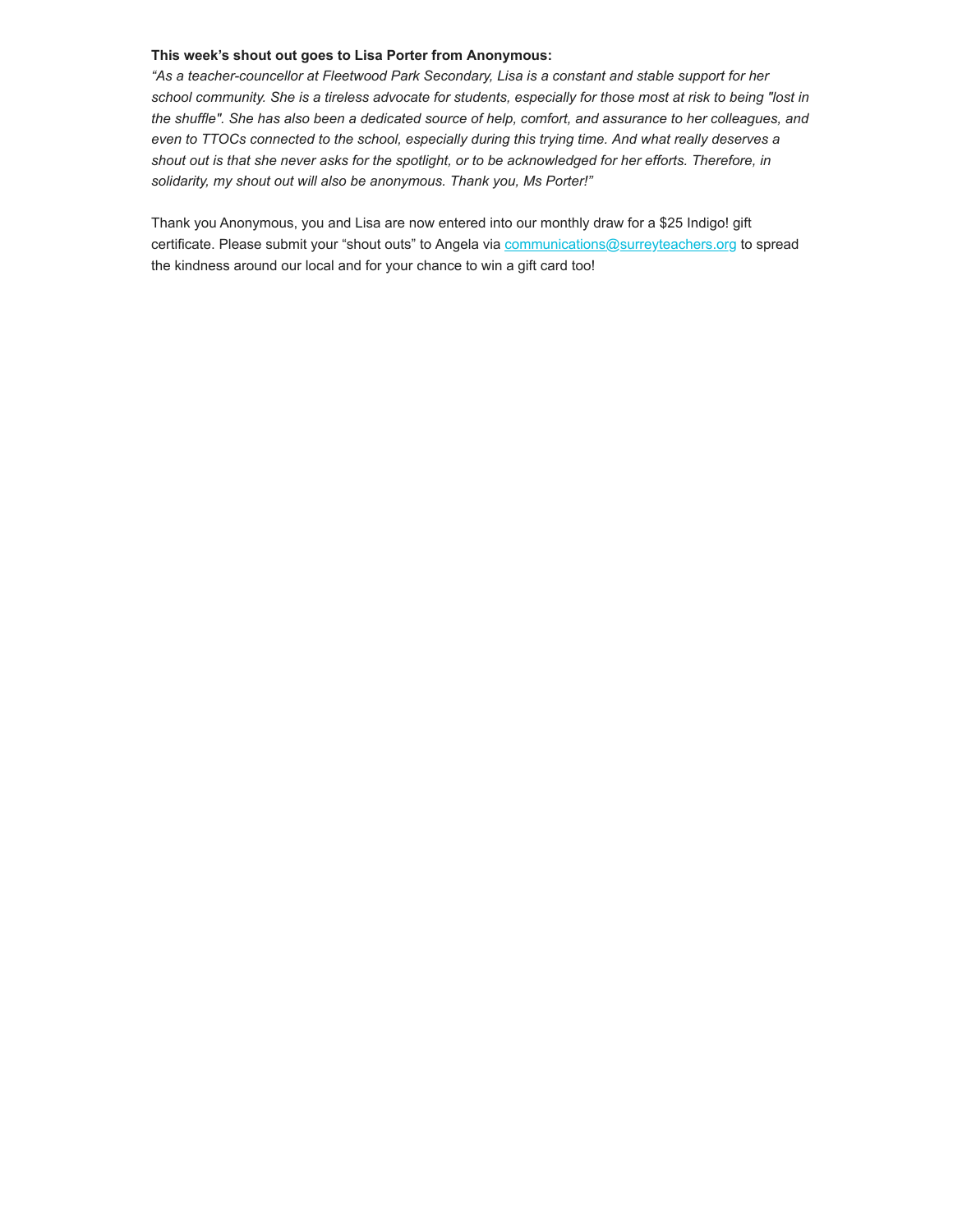**This week's shout out goes to Lisa Porter from Anonymous:**

*"As a teacher-councellor at Fleetwood Park Secondary, Lisa is a constant and stable support for her school community. She is a tireless advocate for students, especially for those most at risk to being "lost in the shuffle". She has also been a dedicated source of help, comfort, and assurance to her colleagues, and even to TTOCs connected to the school, especially during this trying time. And what really deserves a shout out is that she never asks for the spotlight, or to be acknowledged for her efforts. Therefore, in solidarity, my shout out will also be anonymous. Thank you, Ms Porter!"*

Thank you Anonymous, you and Lisa are now entered into our monthly draw for a $25 Indigo! gift certificate. Please submit your "shout outs" to Angela via communications@surreyteachers.org to spread the kindness around our local and for your chance to win a gift card too!